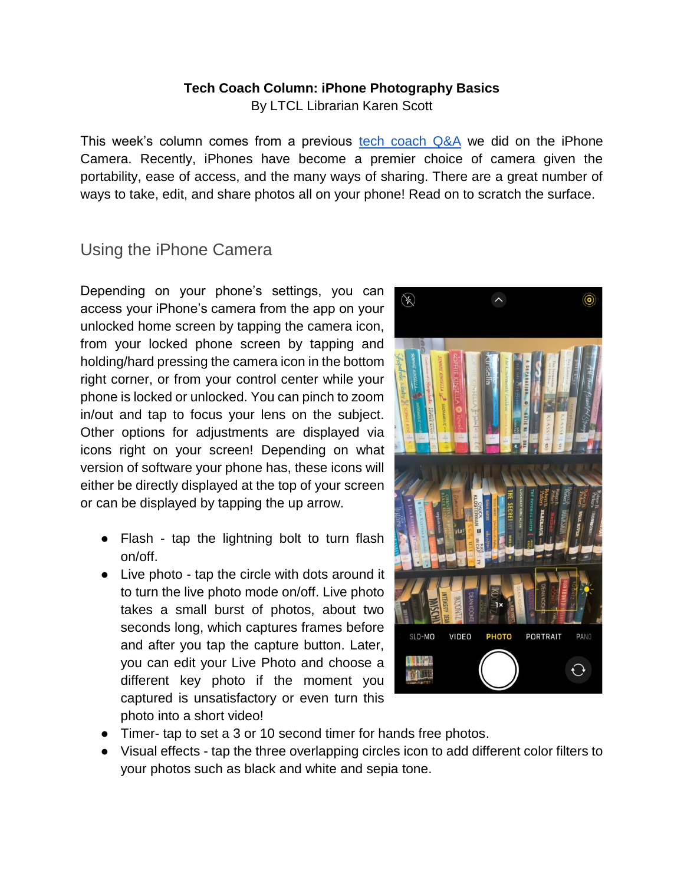**Tech Coach Column: iPhone Photography Basics**
By LTCL Librarian Karen Scott

This week's column comes from a previous tech coach Q&A we did on the iPhone Camera. Recently, iPhones have become a premier choice of camera given the portability, ease of access, and the many ways of sharing. There are a great number of ways to take, edit, and share photos all on your phone! Read on to scratch the surface.

## Using the iPhone Camera

Depending on your phone's settings, you can access your iPhone's camera from the app on your unlocked home screen by tapping the camera icon, from your locked phone screen by tapping and holding/hard pressing the camera icon in the bottom right corner, or from your control center while your phone is locked or unlocked. You can pinch to zoom in/out and tap to focus your lens on the subject. Other options for adjustments are displayed via icons right on your screen! Depending on what version of software your phone has, these icons will either be directly displayed at the top of your screen or can be displayed by tapping the up arrow.

- Flash - tap the lightning bolt to turn flash on/off.
- Live photo - tap the circle with dots around it to turn the live photo mode on/off. Live photo takes a small burst of photos, about two seconds long, which captures frames before and after you tap the capture button. Later, you can edit your Live Photo and choose a different key photo if the moment you captured is unsatisfactory or even turn this photo into a short video!
- Timer- tap to set a 3 or 10 second timer for hands free photos.
- Visual effects - tap the three overlapping circles icon to add different color filters to your photos such as black and white and sepia tone.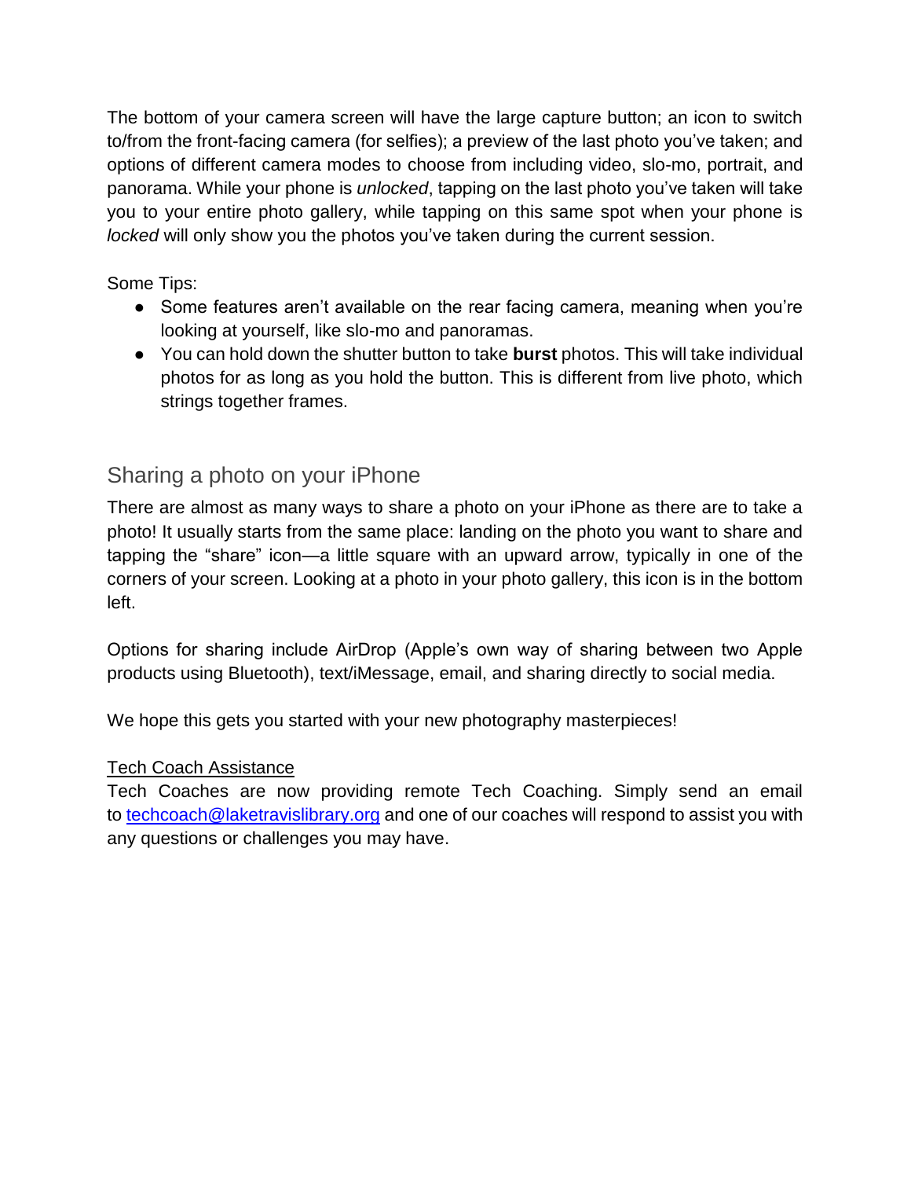The bottom of your camera screen will have the large capture button; an icon to switch to/from the front-facing camera (for selfies); a preview of the last photo you've taken; and options of different camera modes to choose from including video, slo-mo, portrait, and panorama. While your phone is *unlocked*, tapping on the last photo you've taken will take you to your entire photo gallery, while tapping on this same spot when your phone is *locked* will only show you the photos you've taken during the current session.

Some Tips:

- Some features aren't available on the rear facing camera, meaning when you're looking at yourself, like slo-mo and panoramas.
- You can hold down the shutter button to take **burst** photos. This will take individual photos for as long as you hold the button. This is different from live photo, which strings together frames.

## Sharing a photo on your iPhone

There are almost as many ways to share a photo on your iPhone as there are to take a photo! It usually starts from the same place: landing on the photo you want to share and tapping the "share" icon—a little square with an upward arrow, typically in one of the corners of your screen. Looking at a photo in your photo gallery, this icon is in the bottom left.

Options for sharing include AirDrop (Apple's own way of sharing between two Apple products using Bluetooth), text/iMessage, email, and sharing directly to social media.

We hope this gets you started with your new photography masterpieces!

Tech Coach Assistance

Tech Coaches are now providing remote Tech Coaching. Simply send an email to techcoach@laketravislibrary.org and one of our coaches will respond to assist you with any questions or challenges you may have.